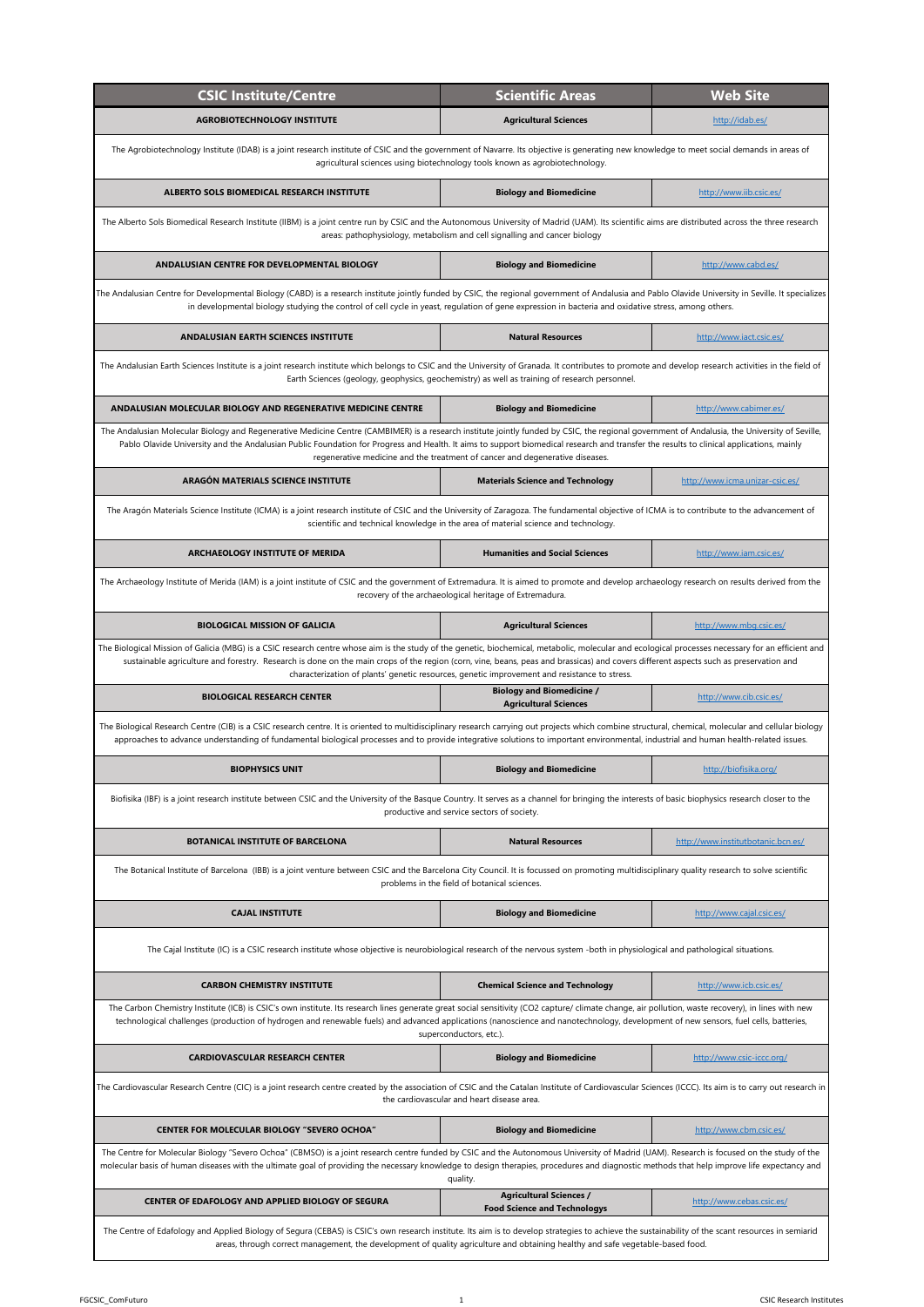| CSIC Institute/Centre | Scientific Areas | Web Site |
|---|---|---|
| **AGROBIOTECHNOLOGY INSTITUTE** | **Agricultural Sciences** | http://idab.es/ |
| The Agrobiotechnology Institute (IDAB) is a joint research institute of CSIC and the government of Navarre. Its objective is generating new knowledge to meet social demands in areas of agricultural sciences using biotechnology tools known as agrobiotechnology. | | |
| **ALBERTO SOLS BIOMEDICAL RESEARCH INSTITUTE** | **Biology and Biomedicine** | http://www.iib.csic.es/ |
| The Alberto Sols Biomedical Research Institute (IIBM) is a joint centre run by CSIC and the Autonomous University of Madrid (UAM). Its scientific aims are distributed across the three research areas: pathophysiology, metabolism and cell signalling and cancer biology | | |
| **ANDALUSIAN CENTRE FOR DEVELOPMENTAL BIOLOGY** | **Biology and Biomedicine** | http://www.cabd.es/ |
| The Andalusian Centre for Developmental Biology (CABD) is a research institute jointly funded by CSIC, the regional government of Andalusia and Pablo Olavide University in Seville. It specializes in developmental biology studying the control of cell cycle in yeast, regulation of gene expression in bacteria and oxidative stress, among others. | | |
| **ANDALUSIAN EARTH SCIENCES INSTITUTE** | **Natural Resources** | http://www.iact.csic.es/ |
| The Andalusian Earth Sciences Institute is a joint research institute which belongs to CSIC and the University of Granada. It contributes to promote and develop research activities in the field of Earth Sciences (geology, geophysics, geochemistry) as well as training of research personnel. | | |
| **ANDALUSIAN MOLECULAR BIOLOGY AND REGENERATIVE MEDICINE CENTRE** | **Biology and Biomedicine** | http://www.cabimer.es/ |
| The Andalusian Molecular Biology and Regenerative Medicine Centre (CAMBIMER) is a research institute jointly funded by CSIC, the regional government of Andalusia, the University of Seville, Pablo Olavide University and the Andalusian Public Foundation for Progress and Health. It aims to support biomedical research and transfer the results to clinical applications, mainly regenerative medicine and the treatment of cancer and degenerative diseases. | | |
| **ARAGÓN MATERIALS SCIENCE INSTITUTE** | **Materials Science and Technology** | http://www.icma.unizar-csic.es/ |
| The Aragón Materials Science Institute (ICMA) is a joint research institute of CSIC and the University of Zaragoza. The fundamental objective of ICMA is to contribute to the advancement of scientific and technical knowledge in the area of material science and technology. | | |
| **ARCHAEOLOGY INSTITUTE OF MERIDA** | **Humanities and Social Sciences** | http://www.iam.csic.es/ |
| The Archaeology Institute of Merida (IAM) is a joint institute of CSIC and the government of Extremadura. It is aimed to promote and develop archaeology research on results derived from the recovery of the archaeological heritage of Extremadura. | | |
| **BIOLOGICAL MISSION OF GALICIA** | **Agricultural Sciences** | http://www.mbg.csic.es/ |
| The Biological Mission of Galicia (MBG) is a CSIC research centre whose aim is the study of the genetic, biochemical, metabolic, molecular and ecological processes necessary for an efficient and sustainable agriculture and forestry. Research is done on the main crops of the region (corn, vine, beans, peas and brassicas) and covers different aspects such as preservation and characterization of plants' genetic resources, genetic improvement and resistance to stress. | | |
| **BIOLOGICAL RESEARCH CENTER** | **Biology and Biomedicine / Agricultural Sciences** | http://www.cib.csic.es/ |
| The Biological Research Centre (CIB) is a CSIC research centre. It is oriented to multidisciplinary research carrying out projects which combine structural, chemical, molecular and cellular biology approaches to advance understanding of fundamental biological processes and to provide integrative solutions to important environmental, industrial and human health-related issues. | | |
| **BIOPHYSICS UNIT** | **Biology and Biomedicine** | http://biofisika.org/ |
| Biofisika (IBF) is a joint research institute between CSIC and the University of the Basque Country. It serves as a channel for bringing the interests of basic biophysics research closer to the productive and service sectors of society. | | |
| **BOTANICAL INSTITUTE OF BARCELONA** | **Natural Resources** | http://www.institutbotanic.bcn.es/ |
| The Botanical Institute of Barcelona (IBB) is a joint venture between CSIC and the Barcelona City Council. It is focussed on promoting multidisciplinary quality research to solve scientific problems in the field of botanical sciences. | | |
| **CAJAL INSTITUTE** | **Biology and Biomedicine** | http://www.cajal.csic.es/ |
| The Cajal Institute (IC) is a CSIC research institute whose objective is neurobiological research of the nervous system -both in physiological and pathological situations. | | |
| **CARBON CHEMISTRY INSTITUTE** | **Chemical Science and Technology** | http://www.icb.csic.es/ |
| The Carbon Chemistry Institute (ICB) is CSIC's own institute. Its research lines generate great social sensitivity (CO2 capture/ climate change, air pollution, waste recovery), in lines with new technological challenges (production of hydrogen and renewable fuels) and advanced applications (nanoscience and nanotechnology, development of new sensors, fuel cells, batteries, superconductors, etc.). | | |
| **CARDIOVASCULAR RESEARCH CENTER** | **Biology and Biomedicine** | http://www.csic-iccc.org/ |
| The Cardiovascular Research Centre (CIC) is a joint research centre created by the association of CSIC and the Catalan Institute of Cardiovascular Sciences (ICCC). Its aim is to carry out research in the cardiovascular and heart disease area. | | |
| **CENTER FOR MOLECULAR BIOLOGY "SEVERO OCHOA"** | **Biology and Biomedicine** | http://www.cbm.csic.es/ |
| The Centre for Molecular Biology "Severo Ochoa" (CBMSO) is a joint research centre funded by CSIC and the Autonomous University of Madrid (UAM). Research is focused on the study of the molecular basis of human diseases with the ultimate goal of providing the necessary knowledge to design therapies, procedures and diagnostic methods that help improve life expectancy and quality. | | |
| **CENTER OF EDAFOLOGY AND APPLIED BIOLOGY OF SEGURA** | **Agricultural Sciences / Food Science and Technologies** | http://www.cebas.csic.es/ |
| The Centre of Edafology and Applied Biology of Segura (CEBAS) is CSIC's own research institute. Its aim is to develop strategies to achieve the sustainability of the scant resources in semiarid areas, through correct management, the development of quality agriculture and obtaining healthy and safe vegetable-based food. | | |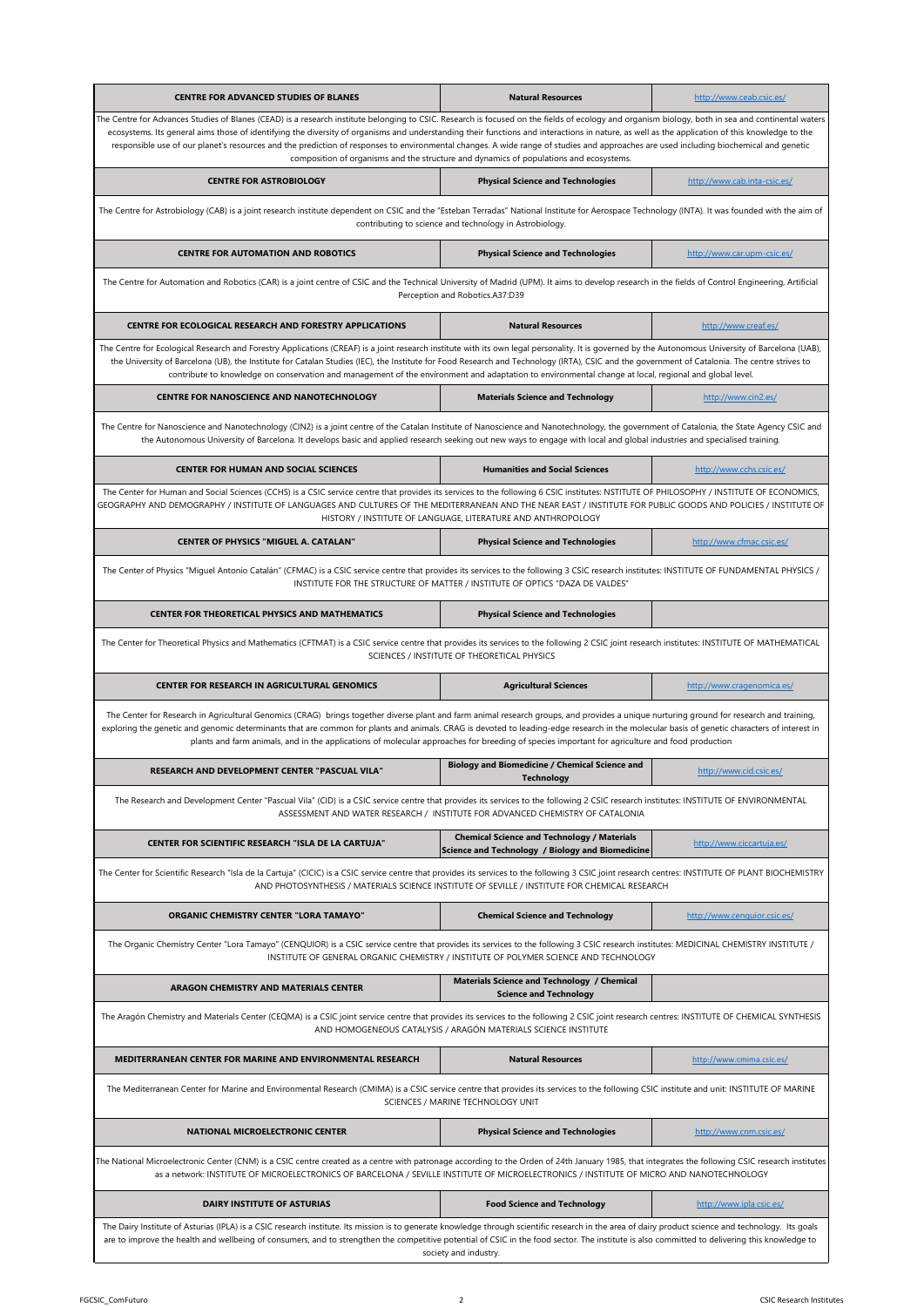| CENTRE FOR ADVANCED STUDIES OF BLANES | Natural Resources | http://www.ceab.csic.es/ |
|---|---|---|
| The Centre for Advances Studies of Blanes (CEAD) is a research institute belonging to CSIC. Research is focused on the fields of ecology and organism biology, both in sea and continental waters ecosystems. Its general aims those of identifying the diversity of organisms and understanding their functions and interactions in nature, as well as the application of this knowledge to the responsible use of our planet's resources and the prediction of responses to environmental changes. A wide range of studies and approaches are used including biochemical and genetic composition of organisms and the structure and dynamics of populations and ecosystems. | | |
| **CENTRE FOR ASTROBIOLOGY** | **Physical Science and Technologies** | http://www.cab.inta-csic.es/ |
| The Centre for Astrobiology (CAB) is a joint research institute dependent on CSIC and the "Esteban Terradas" National Institute for Aerospace Technology (INTA). It was founded with the aim of contributing to science and technology in Astrobiology. | | |
| **CENTRE FOR AUTOMATION AND ROBOTICS** | **Physical Science and Technologies** | http://www.car.upm-csic.es/ |
| The Centre for Automation and Robotics (CAR) is a joint centre of CSIC and the Technical University of Madrid (UPM). It aims to develop research in the fields of Control Engineering, Artificial Perception and Robotics.A37:D39 | | |
| **CENTRE FOR ECOLOGICAL RESEARCH AND FORESTRY APPLICATIONS** | **Natural Resources** | http://www.creaf.es/ |
| The Centre for Ecological Research and Forestry Applications (CREAF) is a joint research institute with its own legal personality. It is governed by the Autonomous University of Barcelona (UAB), the University of Barcelona (UB), the Institute for Catalan Studies (IEC), the Institute for Food Research and Technology (IRTA), CSIC and the government of Catalonia. The centre strives to contribute to knowledge on conservation and management of the environment and adaptation to environmental change at local, regional and global level. | | |
| **CENTRE FOR NANOSCIENCE AND NANOTECHNOLOGY** | **Materials Science and Technology** | http://www.cin2.es/ |
| The Centre for Nanoscience and Nanotechnology (CIN2) is a joint centre of the Catalan Institute of Nanoscience and Nanotechnology, the government of Catalonia, the State Agency CSIC and the Autonomous University of Barcelona. It develops basic and applied research seeking out new ways to engage with local and global industries and specialised training. | | |
| **CENTER FOR HUMAN AND SOCIAL SCIENCES** | **Humanities and Social Sciences** | http://www.cchs.csic.es/ |
| The Center for Human and Social Sciences (CCHS) is a CSIC service centre that provides its services to the following 6 CSIC institutes: NSTITUTE OF PHILOSOPHY / INSTITUTE OF ECONOMICS, GEOGRAPHY AND DEMOGRAPHY / INSTITUTE OF LANGUAGES AND CULTURES OF THE MEDITERRANEAN AND THE NEAR EAST / INSTITUTE FOR PUBLIC GOODS AND POLICIES / INSTITUTE OF HISTORY / INSTITUTE OF LANGUAGE, LITERATURE AND ANTHROPOLOGY | | |
| **CENTER OF PHYSICS "MIGUEL A. CATALAN"** | **Physical Science and Technologies** | http://www.cfmac.csic.es/ |
| The Center of Physics "Miguel Antonio Catalán" (CFMAC) is a CSIC service centre that provides its services to the following 3 CSIC research institutes: INSTITUTE OF FUNDAMENTAL PHYSICS / INSTITUTE FOR THE STRUCTURE OF MATTER / INSTITUTE OF OPTICS "DAZA DE VALDES" | | |
| **CENTER FOR THEORETICAL PHYSICS AND MATHEMATICS** | **Physical Science and Technologies** | |
| The Center for Theoretical Physics and Mathematics (CFTMAT) is a CSIC service centre that provides its services to the following 2 CSIC joint research institutes: INSTITUTE OF MATHEMATICAL SCIENCES / INSTITUTE OF THEORETICAL PHYSICS | | |
| **CENTER FOR RESEARCH IN AGRICULTURAL GENOMICS** | **Agricultural Sciences** | http://www.cragenomica.es/ |
| The Center for Research in Agricultural Genomics (CRAG) brings together diverse plant and farm animal research groups, and provides a unique nurturing ground for research and training, exploring the genetic and genomic determinants that are common for plants and animals. CRAG is devoted to leading-edge research in the molecular basis of genetic characters of interest in plants and farm animals, and in the applications of molecular approaches for breeding of species important for agriculture and food production | | |
| **RESEARCH AND DEVELOPMENT CENTER "PASCUAL VILA"** | **Biology and Biomedicine / Chemical Science and Technology** | http://www.cid.csic.es/ |
| The Research and Development Center "Pascual Vila" (CID) is a CSIC service centre that provides its services to the following 2 CSIC research institutes: INSTITUTE OF ENVIRONMENTAL ASSESSMENT AND WATER RESEARCH / INSTITUTE FOR ADVANCED CHEMISTRY OF CATALONIA | | |
| **CENTER FOR SCIENTIFIC RESEARCH "ISLA DE LA CARTUJA"** | **Chemical Science and Technology / Materials Science and Technology / Biology and Biomedicine** | http://www.ciccartuja.es/ |
| The Center for Scientific Research "Isla de la Cartuja" (CICIC) is a CSIC service centre that provides its services to the following 3 CSIC joint research centres: INSTITUTE OF PLANT BIOCHEMISTRY AND PHOTOSYNTHESIS / MATERIALS SCIENCE INSTITUTE OF SEVILLE / INSTITUTE FOR CHEMICAL RESEARCH | | |
| **ORGANIC CHEMISTRY CENTER "LORA TAMAYO"** | **Chemical Science and Technology** | http://www.cenquior.csic.es/ |
| The Organic Chemistry Center "Lora Tamayo" (CENQUIOR) is a CSIC service centre that provides its services to the following 3 CSIC research institutes: MEDICINAL CHEMISTRY INSTITUTE / INSTITUTE OF GENERAL ORGANIC CHEMISTRY / INSTITUTE OF POLYMER SCIENCE AND TECHNOLOGY | | |
| **ARAGON CHEMISTRY AND MATERIALS CENTER** | **Materials Science and Technology / Chemical Science and Technology** | |
| The Aragón Chemistry and Materials Center (CEQMA) is a CSIC joint service centre that provides its services to the following 2 CSIC joint research centres: INSTITUTE OF CHEMICAL SYNTHESIS AND HOMOGENEOUS CATALYSIS / ARAGÓN MATERIALS SCIENCE INSTITUTE | | |
| **MEDITERRANEAN CENTER FOR MARINE AND ENVIRONMENTAL RESEARCH** | **Natural Resources** | http://www.cmima.csic.es/ |
| The Mediterranean Center for Marine and Environmental Research (CMIMA) is a CSIC service centre that provides its services to the following CSIC institute and unit: INSTITUTE OF MARINE SCIENCES / MARINE TECHNOLOGY UNIT | | |
| **NATIONAL MICROELECTRONIC CENTER** | **Physical Science and Technologies** | http://www.cnm.csic.es/ |
| The National Microelectronic Center (CNM) is a CSIC centre created as a centre with patronage according to the Orden of 24th January 1985, that integrates the following CSIC research institutes as a network: INSTITUTE OF MICROELECTRONICS OF BARCELONA / SEVILLE INSTITUTE OF MICROELECTRONICS / INSTITUTE OF MICRO AND NANOTECHNOLOGY | | |
| **DAIRY INSTITUTE OF ASTURIAS** | **Food Science and Technology** | http://www.ipla.csic.es/ |
| The Dairy Institute of Asturias (IPLA) is a CSIC research institute. Its mission is to generate knowledge through scientific research in the area of dairy product science and technology. Its goals are to improve the health and wellbeing of consumers, and to strengthen the competitive potential of CSIC in the food sector. The institute is also committed to delivering this knowledge to society and industry. | | |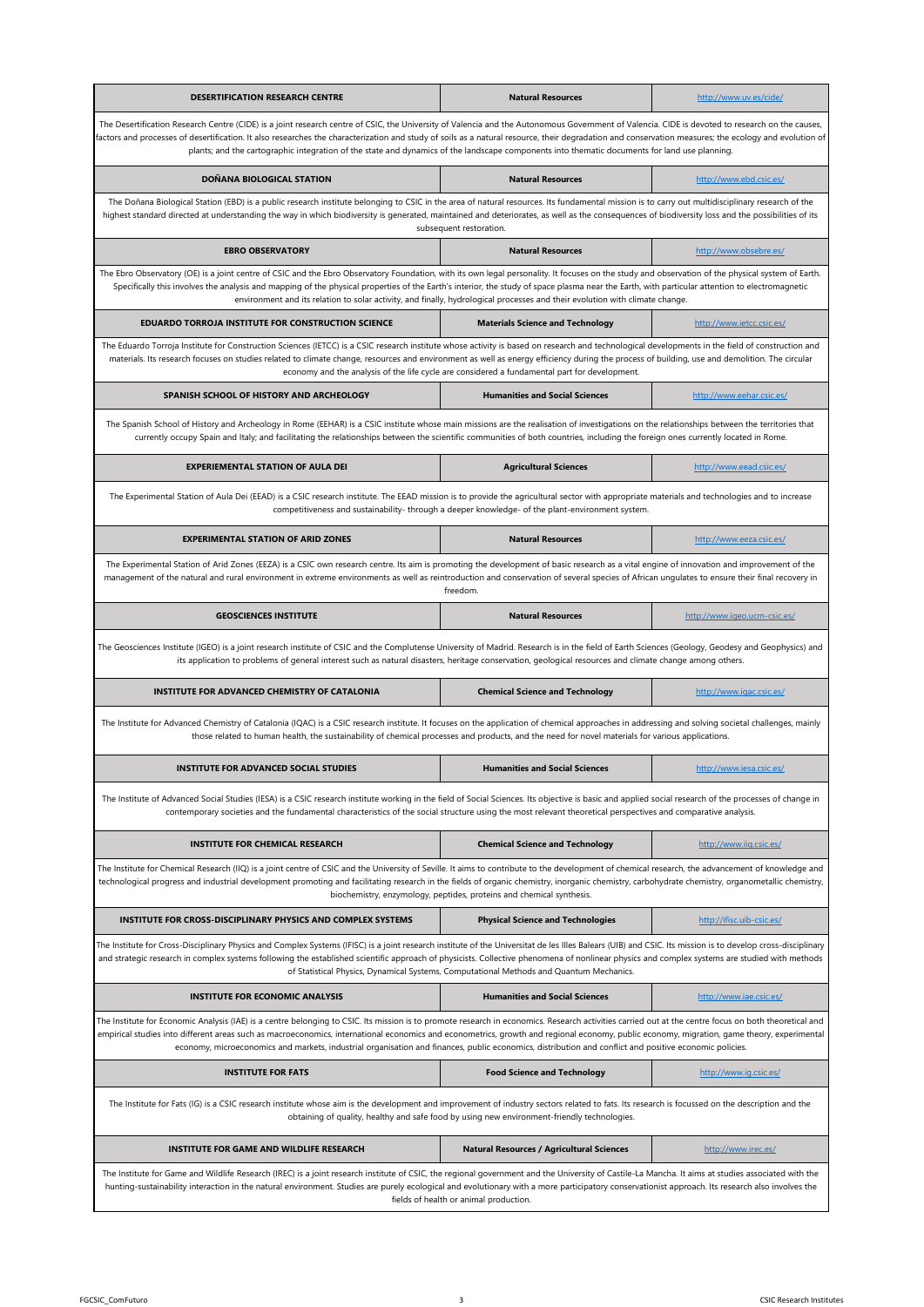| DESERTIFICATION RESEARCH CENTRE | Natural Resources | http://www.uv.es/cide/ |
|---|---|---|
| The Desertification Research Centre (CIDE) is a joint research centre of CSIC, the University of Valencia and the Autonomous Government of Valencia. CIDE is devoted to research on the causes, factors and processes of desertification. It also researches the characterization and study of soils as a natural resource, their degradation and conservation measures; the ecology and evolution of plants; and the cartographic integration of the state and dynamics of the landscape components into thematic documents for land use planning. | | |
| **DOÑANA BIOLOGICAL STATION** | **Natural Resources** | http://www.ebd.csic.es/ |
| The Doñana Biological Station (EBD) is a public research institute belonging to CSIC in the area of natural resources. Its fundamental mission is to carry out multidisciplinary research of the highest standard directed at understanding the way in which biodiversity is generated, maintained and deteriorates, as well as the consequences of biodiversity loss and the possibilities of its subsequent restoration. | | |
| **EBRO OBSERVATORY** | **Natural Resources** | http://www.obsebre.es/ |
| The Ebro Observatory (OE) is a joint centre of CSIC and the Ebro Observatory Foundation, with its own legal personality. It focuses on the study and observation of the physical system of Earth. Specifically this involves the analysis and mapping of the physical properties of the Earth's interior, the study of space plasma near the Earth, with particular attention to electromagnetic environment and its relation to solar activity, and finally, hydrological processes and their evolution with climate change. | | |
| **EDUARDO TORROJA INSTITUTE FOR CONSTRUCTION SCIENCE** | **Materials Science and Technology** | http://www.ietcc.csic.es/ |
| The Eduardo Torroja Institute for Construction Sciences (IETCC) is a CSIC research institute whose activity is based on research and technological developments in the field of construction and materials. Its research focuses on studies related to climate change, resources and environment as well as energy efficiency during the process of building, use and demolition. The circular economy and the analysis of the life cycle are considered a fundamental part for development. | | |
| **SPANISH SCHOOL OF HISTORY AND ARCHEOLOGY** | **Humanities and Social Sciences** | http://www.eehar.csic.es/ |
| The Spanish School of History and Archeology in Rome (EEHAR) is a CSIC institute whose main missions are the realisation of investigations on the relationships between the territories that currently occupy Spain and Italy; and facilitating the relationships between the scientific communities of both countries, including the foreign ones currently located in Rome. | | |
| **EXPERIEMENTAL STATION OF AULA DEI** | **Agricultural Sciences** | http://www.eead.csic.es/ |
| The Experimental Station of Aula Dei (EEAD) is a CSIC research institute. The EEAD mission is to provide the agricultural sector with appropriate materials and technologies and to increase competitiveness and sustainability- through a deeper knowledge- of the plant-environment system. | | |
| **EXPERIMENTAL STATION OF ARID ZONES** | **Natural Resources** | http://www.eeza.csic.es/ |
| The Experimental Station of Arid Zones (EEZA) is a CSIC own research centre. Its aim is promoting the development of basic research as a vital engine of innovation and improvement of the management of the natural and rural environment in extreme environments as well as reintroduction and conservation of several species of African ungulates to ensure their final recovery in freedom. | | |
| **GEOSCIENCES INSTITUTE** | **Natural Resources** | http://www.igeo.ucm-csic.es/ |
| The Geosciences Institute (IGEO) is a joint research institute of CSIC and the Complutense University of Madrid. Research is in the field of Earth Sciences (Geology, Geodesy and Geophysics) and its application to problems of general interest such as natural disasters, heritage conservation, geological resources and climate change among others. | | |
| **INSTITUTE FOR ADVANCED CHEMISTRY OF CATALONIA** | **Chemical Science and Technology** | http://www.iqac.csic.es/ |
| The Institute for Advanced Chemistry of Catalonia (IQAC) is a CSIC research institute. It focuses on the application of chemical approaches in addressing and solving societal challenges, mainly those related to human health, the sustainability of chemical processes and products, and the need for novel materials for various applications. | | |
| **INSTITUTE FOR ADVANCED SOCIAL STUDIES** | **Humanities and Social Sciences** | http://www.iesa.csic.es/ |
| The Institute of Advanced Social Studies (IESA) is a CSIC research institute working in the field of Social Sciences. Its objective is basic and applied social research of the processes of change in contemporary societies and the fundamental characteristics of the social structure using the most relevant theoretical perspectives and comparative analysis. | | |
| **INSTITUTE FOR CHEMICAL RESEARCH** | **Chemical Science and Technology** | http://www.iiq.csic.es/ |
| The Institute for Chemical Research (IIQ) is a joint centre of CSIC and the University of Seville. It aims to contribute to the development of chemical research, the advancement of knowledge and technological progress and industrial development promoting and facilitating research in the fields of organic chemistry, inorganic chemistry, carbohydrate chemistry, organometallic chemistry, biochemistry, enzymology, peptides, proteins and chemical synthesis. | | |
| **INSTITUTE FOR CROSS-DISCIPLINARY PHYSICS AND COMPLEX SYSTEMS** | **Physical Science and Technologies** | http://ifisc.uib-csic.es/ |
| The Institute for Cross-Disciplinary Physics and Complex Systems (IFISC) is a joint research institute of the Universitat de les Illes Balears (UIB) and CSIC. Its mission is to develop cross-disciplinary and strategic research in complex systems following the established scientific approach of physicists. Collective phenomena of nonlinear physics and complex systems are studied with methods of Statistical Physics, Dynamical Systems, Computational Methods and Quantum Mechanics. | | |
| **INSTITUTE FOR ECONOMIC ANALYSIS** | **Humanities and Social Sciences** | http://www.iae.csic.es/ |
| The Institute for Economic Analysis (IAE) is a centre belonging to CSIC. Its mission is to promote research in economics. Research activities carried out at the centre focus on both theoretical and empirical studies into different areas such as macroeconomics, international economics and econometrics, growth and regional economy, public economy, migration, game theory, experimental economy, microeconomics and markets, industrial organisation and finances, public economics, distribution and conflict and positive economic policies. | | |
| **INSTITUTE FOR FATS** | **Food Science and Technology** | http://www.ig.csic.es/ |
| The Institute for Fats (IG) is a CSIC research institute whose aim is the development and improvement of industry sectors related to fats. Its research is focussed on the description and the obtaining of quality, healthy and safe food by using new environment-friendly technologies. | | |
| **INSTITUTE FOR GAME AND WILDLIFE RESEARCH** | **Natural Resources / Agricultural Sciences** | http://www.irec.es/ |
| The Institute for Game and Wildlife Research (IREC) is a joint research institute of CSIC, the regional government and the University of Castile-La Mancha. It aims at studies associated with the hunting-sustainability interaction in the natural environment. Studies are purely ecological and evolutionary with a more participatory conservationist approach. Its research also involves the fields of health or animal production. | | |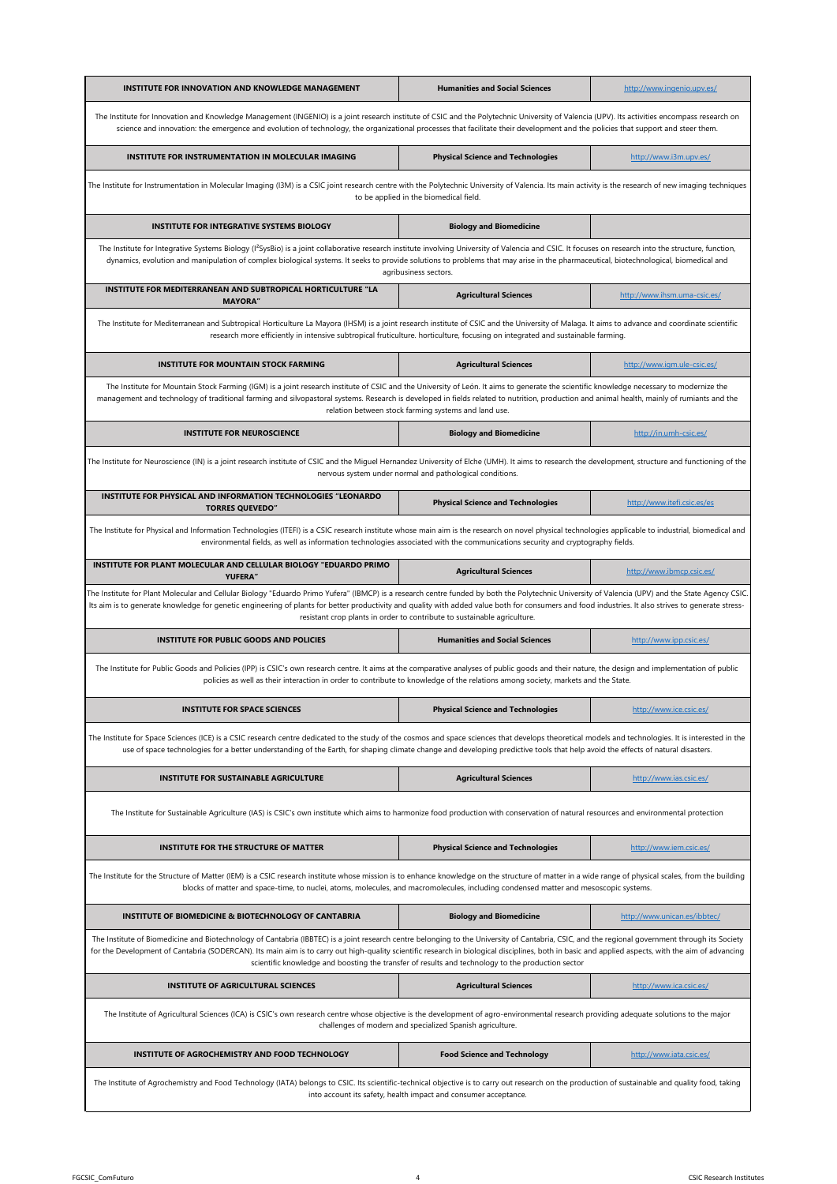| INSTITUTE | AREA | WEBSITE |
|---|---|---|
| **INSTITUTE FOR INNOVATION AND KNOWLEDGE MANAGEMENT** | **Humanities and Social Sciences** | http://www.ingenio.upv.es/ |
| The Institute for Innovation and Knowledge Management (INGENIO) is a joint research institute of CSIC and the Polytechnic University of Valencia (UPV). Its activities encompass research on science and innovation: the emergence and evolution of technology, the organizational processes that facilitate their development and the policies that support and steer them. | | |
| **INSTITUTE FOR INSTRUMENTATION IN MOLECULAR IMAGING** | **Physical Science and Technologies** | http://www.i3m.upv.es/ |
| The Institute for Instrumentation in Molecular Imaging (I3M) is a CSIC joint research centre with the Polytechnic University of Valencia. Its main activity is the research of new imaging techniques to be applied in the biomedical field. | | |
| **INSTITUTE FOR INTEGRATIVE SYSTEMS BIOLOGY** | **Biology and Biomedicine** | |
| The Institute for Integrative Systems Biology (I²SysBio) is a joint collaborative research institute involving University of Valencia and CSIC. It focuses on research into the structure, function, dynamics, evolution and manipulation of complex biological systems. It seeks to provide solutions to problems that may arise in the pharmaceutical, biotechnological, biomedical and agribusiness sectors. | | |
| **INSTITUTE FOR MEDITERRANEAN AND SUBTROPICAL HORTICULTURE "LA MAYORA"** | **Agricultural Sciences** | http://www.ihsm.uma-csic.es/ |
| The Institute for Mediterranean and Subtropical Horticulture La Mayora (IHSM) is a joint research institute of CSIC and the University of Malaga. It aims to advance and coordinate scientific research more efficiently in intensive subtropical fruticulture. horticulture, focusing on integrated and sustainable farming. | | |
| **INSTITUTE FOR MOUNTAIN STOCK FARMING** | **Agricultural Sciences** | http://www.igm.ule-csic.es/ |
| The Institute for Mountain Stock Farming (IGM) is a joint research institute of CSIC and the University of León. It aims to generate the scientific knowledge necessary to modernize the management and technology of traditional farming and silvopastoral systems. Research is developed in fields related to nutrition, production and animal health, mainly of rumiants and the relation between stock farming systems and land use. | | |
| **INSTITUTE FOR NEUROSCIENCE** | **Biology and Biomedicine** | http://in.umh-csic.es/ |
| The Institute for Neuroscience (IN) is a joint research institute of CSIC and the Miguel Hernandez University of Elche (UMH). It aims to research the development, structure and functioning of the nervous system under normal and pathological conditions. | | |
| **INSTITUTE FOR PHYSICAL AND INFORMATION TECHNOLOGIES "LEONARDO TORRES QUEVEDO"** | **Physical Science and Technologies** | http://www.itefi.csic.es/es |
| The Institute for Physical and Information Technologies (ITEFI) is a CSIC research institute whose main aim is the research on novel physical technologies applicable to industrial, biomedical and environmental fields, as well as information technologies associated with the communications security and cryptography fields. | | |
| **INSTITUTE FOR PLANT MOLECULAR AND CELLULAR BIOLOGY "EDUARDO PRIMO YUFERA"** | **Agricultural Sciences** | http://www.ibmcp.csic.es/ |
| The Institute for Plant Molecular and Cellular Biology "Eduardo Primo Yufera" (IBMCP) is a research centre funded by both the Polytechnic University of Valencia (UPV) and the State Agency CSIC. Its aim is to generate knowledge for genetic engineering of plants for better productivity and quality with added value both for consumers and food industries. It also strives to generate stress-resistant crop plants in order to contribute to sustainable agriculture. | | |
| **INSTITUTE FOR PUBLIC GOODS AND POLICIES** | **Humanities and Social Sciences** | http://www.ipp.csic.es/ |
| The Institute for Public Goods and Policies (IPP) is CSIC's own research centre. It aims at the comparative analyses of public goods and their nature, the design and implementation of public policies as well as their interaction in order to contribute to knowledge of the relations among society, markets and the State. | | |
| **INSTITUTE FOR SPACE SCIENCES** | **Physical Science and Technologies** | http://www.ice.csic.es/ |
| The Institute for Space Sciences (ICE) is a CSIC research centre dedicated to the study of the cosmos and space sciences that develops theoretical models and technologies. It is interested in the use of space technologies for a better understanding of the Earth, for shaping climate change and developing predictive tools that help avoid the effects of natural disasters. | | |
| **INSTITUTE FOR SUSTAINABLE AGRICULTURE** | **Agricultural Sciences** | http://www.ias.csic.es/ |
| The Institute for Sustainable Agriculture (IAS) is CSIC's own institute which aims to harmonize food production with conservation of natural resources and environmental protection | | |
| **INSTITUTE FOR THE STRUCTURE OF MATTER** | **Physical Science and Technologies** | http://www.iem.csic.es/ |
| The Institute for the Structure of Matter (IEM) is a CSIC research institute whose mission is to enhance knowledge on the structure of matter in a wide range of physical scales, from the building blocks of matter and space-time, to nuclei, atoms, molecules, and macromolecules, including condensed matter and mesoscopic systems. | | |
| **INSTITUTE OF BIOMEDICINE & BIOTECHNOLOGY OF CANTABRIA** | **Biology and Biomedicine** | http://www.unican.es/ibbtec/ |
| The Institute of Biomedicine and Biotechnology of Cantabria (IBBTEC) is a joint research centre belonging to the University of Cantabria, CSIC, and the regional government through its Society for the Development of Cantabria (SODERCAN). Its main aim is to carry out high-quality scientific research in biological disciplines, both in basic and applied aspects, with the aim of advancing scientific knowledge and boosting the transfer of results and technology to the production sector | | |
| **INSTITUTE OF AGRICULTURAL SCIENCES** | **Agricultural Sciences** | http://www.ica.csic.es/ |
| The Institute of Agricultural Sciences (ICA) is CSIC's own research centre whose objective is the development of agro-environmental research providing adequate solutions to the major challenges of modern and specialized Spanish agriculture. | | |
| **INSTITUTE OF AGROCHEMISTRY AND FOOD TECHNOLOGY** | **Food Science and Technology** | http://www.iata.csic.es/ |
| The Institute of Agrochemistry and Food Technology (IATA) belongs to CSIC. Its scientific-technical objective is to carry out research on the production of sustainable and quality food, taking into account its safety, health impact and consumer acceptance. | | |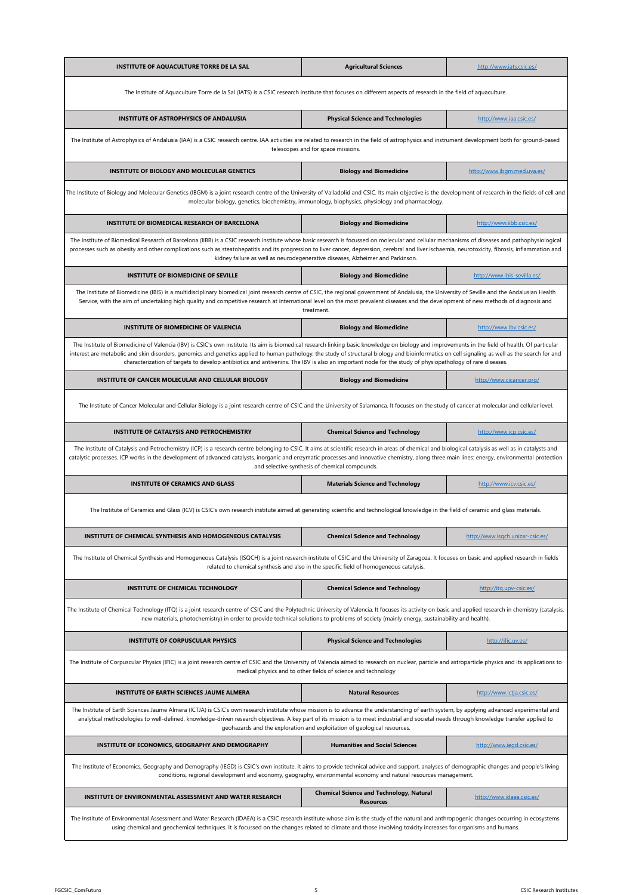| INSTITUTE OF AQUACULTURE TORRE DE LA SAL | Agricultural Sciences | http://www.iats.csic.es/ |
|---|---|---|
| The Institute of Aquaculture Torre de la Sal (IATS) is a CSIC research institute that focuses on different aspects of research in the field of aquaculture. | | |
| **INSTITUTE OF ASTROPHYSICS OF ANDALUSIA** | **Physical Science and Technologies** | http://www.iaa.csic.es/ |
| The Institute of Astrophysics of Andalusia (IAA) is a CSIC research centre. IAA activities are related to research in the field of astrophysics and instrument development both for ground-based telescopes and for space missions. | | |
| **INSTITUTE OF BIOLOGY AND MOLECULAR GENETICS** | **Biology and Biomedicine** | http://www.ibgm.med.uva.es/ |
| The Institute of Biology and Molecular Genetics (IBGM) is a joint research centre of the University of Valladolid and CSIC. Its main objective is the development of research in the fields of cell and molecular biology, genetics, biochemistry, immunology, biophysics, physiology and pharmacology. | | |
| **INSTITUTE OF BIOMEDICAL RESEARCH OF BARCELONA** | **Biology and Biomedicine** | http://www.iibb.csic.es/ |
| The Institute of Biomedical Research of Barcelona (IIBB) is a CSIC research institute whose basic research is focussed on molecular and cellular mechanisms of diseases and pathophysiological processes such as obesity and other complications such as steatohepatitis and its progression to liver cancer, depression, cerebral and liver ischaemia, neurotoxicity, fibrosis, inflammation and kidney failure as well as neurodegenerative diseases, Alzheimer and Parkinson. | | |
| **INSTITUTE OF BIOMEDICINE OF SEVILLE** | **Biology and Biomedicine** | http://www.ibis-sevilla.es/ |
| The Institute of Biomedicine (IBIS) is a multidisciplinary biomedical joint research centre of CSIC, the regional government of Andalusia, the University of Seville and the Andalusian Health Service, with the aim of undertaking high quality and competitive research at international level on the most prevalent diseases and the development of new methods of diagnosis and treatment. | | |
| **INSTITUTE OF BIOMEDICINE OF VALENCIA** | **Biology and Biomedicine** | http://www.ibv.csic.es/ |
| The Institute of Biomedicine of Valencia (IBV) is CSIC's own institute. Its aim is biomedical research linking basic knowledge on biology and improvements in the field of health. Of particular interest are metabolic and skin disorders, genomics and genetics applied to human pathology, the study of structural biology and bioinformatics on cell signaling as well as the search for and characterization of targets to develop antibiotics and antivenins. The IBV is also an important node for the study of physiopathology of rare diseases. | | |
| **INSTITUTE OF CANCER MOLECULAR AND CELLULAR BIOLOGY** | **Biology and Biomedicine** | http://www.cicancer.org/ |
| The Institute of Cancer Molecular and Cellular Biology is a joint research centre of CSIC and the University of Salamanca. It focuses on the study of cancer at molecular and cellular level. | | |
| **INSTITUTE OF CATALYSIS AND PETROCHEMISTRY** | **Chemical Science and Technology** | http://www.icp.csic.es/ |
| The Institute of Catalysis and Petrochemistry (ICP) is a research centre belonging to CSIC. It aims at scientific research in areas of chemical and biological catalysis as well as in catalysts and catalytic processes. ICP works in the development of advanced catalysts, inorganic and enzymatic processes and innovative chemistry, along three main lines: energy, environmental protection and selective synthesis of chemical compounds. | | |
| **INSTITUTE OF CERAMICS AND GLASS** | **Materials Science and Technology** | http://www.icv.csic.es/ |
| The Institute of Ceramics and Glass (ICV) is CSIC's own research institute aimed at generating scientific and technological knowledge in the field of ceramic and glass materials. | | |
| **INSTITUTE OF CHEMICAL SYNTHESIS AND HOMOGENEOUS CATALYSIS** | **Chemical Science and Technology** | http://www.isqch.unizar-csic.es/ |
| The Institute of Chemical Synthesis and Homogeneous Catalysis (ISQCH) is a joint research institute of CSIC and the University of Zaragoza. It focuses on basic and applied research in fields related to chemical synthesis and also in the specific field of homogeneous catalysis. | | |
| **INSTITUTE OF CHEMICAL TECHNOLOGY** | **Chemical Science and Technology** | http://itq.upv-csic.es/ |
| The Institute of Chemical Technology (ITQ) is a joint research centre of CSIC and the Polytechnic University of Valencia. It focuses its activity on basic and applied research in chemistry (catalysis, new materials, photochemistry) in order to provide technical solutions to problems of society (mainly energy, sustainability and health). | | |
| **INSTITUTE OF CORPUSCULAR PHYSICS** | **Physical Science and Technologies** | http://ific.uv.es/ |
| The Institute of Corpuscular Physics (IFIC) is a joint research centre of CSIC and the University of Valencia aimed to research on nuclear, particle and astroparticle physics and its applications to medical physics and to other fields of science and technology | | |
| **INSTITUTE OF EARTH SCIENCES JAUME ALMERA** | **Natural Resources** | http://www.ictja.csic.es/ |
| The Institute of Earth Sciences Jaume Almera (ICTJA) is CSIC's own research institute whose mission is to advance the understanding of earth system, by applying advanced experimental and analytical methodologies to well-defined, knowledge-driven research objectives. A key part of its mission is to meet industrial and societal needs through knowledge transfer applied to geohazards and the exploration and exploitation of geological resources. | | |
| **INSTITUTE OF ECONOMICS, GEOGRAPHY AND DEMOGRAPHY** | **Humanities and Social Sciences** | http://www.iegd.csic.es/ |
| The Institute of Economics, Geography and Demography (IEGD) is CSIC's own institute. It aims to provide technical advice and support, analyses of demographic changes and people's living conditions, regional development and economy, geography, environmental economy and natural resources management. | | |
| **INSTITUTE OF ENVIRONMENTAL ASSESSMENT AND WATER RESEARCH** | **Chemical Science and Technology, Natural Resources** | http://www.idaea.csic.es/ |
| The Institute of Environmental Assessment and Water Research (IDAEA) is a CSIC research institute whose aim is the study of the natural and anthropogenic changes occurring in ecosystems using chemical and geochemical techniques. It is focussed on the changes related to climate and those involving toxicity increases for organisms and humans. | | |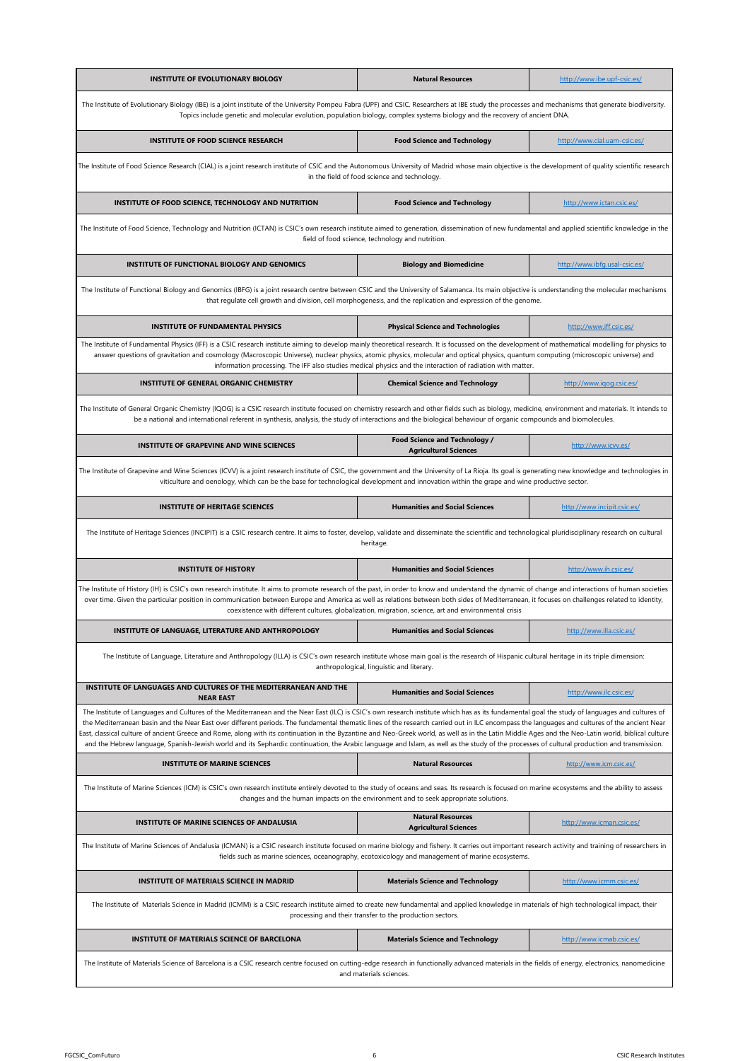| INSTITUTE OF EVOLUTIONARY BIOLOGY | Natural Resources | http://www.ibe.upf-csic.es/ |
|---|---|---|
| The Institute of Evolutionary Biology (IBE) is a joint institute of the University Pompeu Fabra (UPF) and CSIC. Researchers at IBE study the processes and mechanisms that generate biodiversity. Topics include genetic and molecular evolution, population biology, complex systems biology and the recovery of ancient DNA. | | |
| **INSTITUTE OF FOOD SCIENCE RESEARCH** | **Food Science and Technology** | http://www.cial.uam-csic.es/ |
| The Institute of Food Science Research (CIAL) is a joint research institute of CSIC and the Autonomous University of Madrid whose main objective is the development of quality scientific research in the field of food science and technology. | | |
| **INSTITUTE OF FOOD SCIENCE, TECHNOLOGY AND NUTRITION** | **Food Science and Technology** | http://www.ictan.csic.es/ |
| The Institute of Food Science, Technology and Nutrition (ICTAN) is CSIC's own research institute aimed to generation, dissemination of new fundamental and applied scientific knowledge in the field of food science, technology and nutrition. | | |
| **INSTITUTE OF FUNCTIONAL BIOLOGY AND GENOMICS** | **Biology and Biomedicine** | http://www.ibfg.usal-csic.es/ |
| The Institute of Functional Biology and Genomics (IBFG) is a joint research centre between CSIC and the University of Salamanca. Its main objective is understanding the molecular mechanisms that regulate cell growth and division, cell morphogenesis, and the replication and expression of the genome. | | |
| **INSTITUTE OF FUNDAMENTAL PHYSICS** | **Physical Science and Technologies** | http://www.iff.csic.es/ |
| The Institute of Fundamental Physics (IFF) is a CSIC research institute aiming to develop mainly theoretical research. It is focussed on the development of mathematical modelling for physics to answer questions of gravitation and cosmology (Macroscopic Universe), nuclear physics, atomic physics, molecular and optical physics, quantum computing (microscopic universe) and information processing. The IFF also studies medical physics and the interaction of radiation with matter. | | |
| **INSTITUTE OF GENERAL ORGANIC CHEMISTRY** | **Chemical Science and Technology** | http://www.iqog.csic.es/ |
| The Institute of General Organic Chemistry (IQOG) is a CSIC research institute focused on chemistry research and other fields such as biology, medicine, environment and materials. It intends to be a national and international referent in synthesis, analysis, the study of interactions and the biological behaviour of organic compounds and biomolecules. | | |
| **INSTITUTE OF GRAPEVINE AND WINE SCIENCES** | **Food Science and Technology / Agricultural Sciences** | http://www.icvv.es/ |
| The Institute of Grapevine and Wine Sciences (ICVV) is a joint research institute of CSIC, the government and the University of La Rioja. Its goal is generating new knowledge and technologies in viticulture and oenology, which can be the base for technological development and innovation within the grape and wine productive sector. | | |
| **INSTITUTE OF HERITAGE SCIENCES** | **Humanities and Social Sciences** | http://www.incipit.csic.es/ |
| The Institute of Heritage Sciences (INCIPIT) is a CSIC research centre. It aims to foster, develop, validate and disseminate the scientific and technological pluridisciplinary research on cultural heritage. | | |
| **INSTITUTE OF HISTORY** | **Humanities and Social Sciences** | http://www.ih.csic.es/ |
| The Institute of History (IH) is CSIC's own research institute. It aims to promote research of the past, in order to know and understand the dynamic of change and interactions of human societies over time. Given the particular position in communication between Europe and America as well as relations between both sides of Mediterranean, it focuses on challenges related to identity, coexistence with different cultures, globalization, migration, science, art and environmental crisis | | |
| **INSTITUTE OF LANGUAGE, LITERATURE AND ANTHROPOLOGY** | **Humanities and Social Sciences** | http://www.illa.csic.es/ |
| The Institute of Language, Literature and Anthropology (ILLA) is CSIC's own research institute whose main goal is the research of Hispanic cultural heritage in its triple dimension: anthropological, linguistic and literary. | | |
| **INSTITUTE OF LANGUAGES AND CULTURES OF THE MEDITERRANEAN AND THE NEAR EAST** | **Humanities and Social Sciences** | http://www.ilc.csic.es/ |
| The Institute of Languages and Cultures of the Mediterranean and the Near East (ILC) is CSIC's own research institute which has as its fundamental goal the study of languages and cultures of the Mediterranean basin and the Near East over different periods. The fundamental thematic lines of the research carried out in ILC encompass the languages and cultures of the ancient Near East, classical culture of ancient Greece and Rome, along with its continuation in the Byzantine and Neo-Greek world, as well as in the Latin Middle Ages and the Neo-Latin world, biblical culture and the Hebrew language, Spanish-Jewish world and its Sephardic continuation, the Arabic language and Islam, as well as the study of the processes of cultural production and transmission. | | |
| **INSTITUTE OF MARINE SCIENCES** | **Natural Resources** | http://www.icm.csic.es/ |
| The Institute of Marine Sciences (ICM) is CSIC's own research institute entirely devoted to the study of oceans and seas. Its research is focused on marine ecosystems and the ability to assess changes and the human impacts on the environment and to seek appropriate solutions. | | |
| **INSTITUTE OF MARINE SCIENCES OF ANDALUSIA** | **Natural Resources Agricultural Sciences** | http://www.icman.csic.es/ |
| The Institute of Marine Sciences of Andalusia (ICMAN) is a CSIC research institute focused on marine biology and fishery. It carries out important research activity and training of researchers in fields such as marine sciences, oceanography, ecotoxicology and management of marine ecosystems. | | |
| **INSTITUTE OF MATERIALS SCIENCE IN MADRID** | **Materials Science and Technology** | http://www.icmm.csic.es/ |
| The Institute of Materials Science in Madrid (ICMM) is a CSIC research institute aimed to create new fundamental and applied knowledge in materials of high technological impact, their processing and their transfer to the production sectors. | | |
| **INSTITUTE OF MATERIALS SCIENCE OF BARCELONA** | **Materials Science and Technology** | http://www.icmab.csic.es/ |
| The Institute of Materials Science of Barcelona is a CSIC research centre focused on cutting-edge research in functionally advanced materials in the fields of energy, electronics, nanomedicine and materials sciences. | | |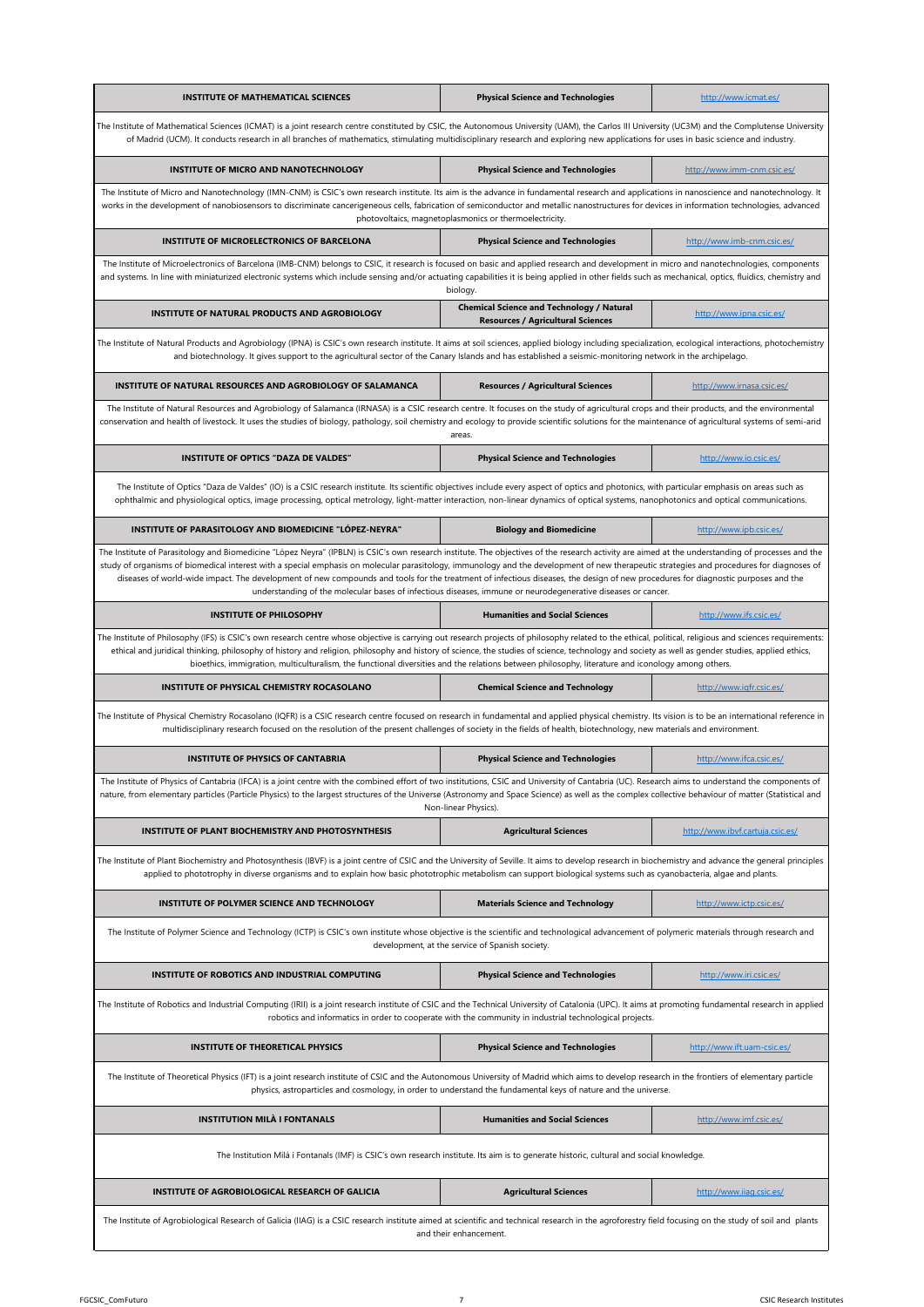| INSTITUTE OF MATHEMATICAL SCIENCES | Physical Science and Technologies | http://www.icmat.es/ |
|---|---|---|
| The Institute of Mathematical Sciences (ICMAT) is a joint research centre constituted by CSIC, the Autonomous University (UAM), the Carlos III University (UC3M) and the Complutense University of Madrid (UCM). It conducts research in all branches of mathematics, stimulating multidisciplinary research and exploring new applications for uses in basic science and industry. | | |
| **INSTITUTE OF MICRO AND NANOTECHNOLOGY** | **Physical Science and Technologies** | http://www.imm-cnm.csic.es/ |
| The Institute of Micro and Nanotechnology (IMN-CNM) is CSIC's own research institute. Its aim is the advance in fundamental research and applications in nanoscience and nanotechnology. It works in the development of nanobiosensors to discriminate cancerigeneous cells, fabrication of semiconductor and metallic nanostructures for devices in information technologies, advanced photovoltaics, magnetoplasmonics or thermoelectricity. | | |
| **INSTITUTE OF MICROELECTRONICS OF BARCELONA** | **Physical Science and Technologies** | http://www.imb-cnm.csic.es/ |
| The Institute of Microelectronics of Barcelona (IMB-CNM) belongs to CSIC, it research is focused on basic and applied research and development in micro and nanotechnologies, components and systems. In line with miniaturized electronic systems which include sensing and/or actuating capabilities it is being applied in other fields such as mechanical, optics, fluidics, chemistry and biology. | | |
| **INSTITUTE OF NATURAL PRODUCTS AND AGROBIOLOGY** | **Chemical Science and Technology / Natural Resources / Agricultural Sciences** | http://www.ipna.csic.es/ |
| The Institute of Natural Products and Agrobiology (IPNA) is CSIC's own research institute. It aims at soil sciences, applied biology including specialization, ecological interactions, photochemistry and biotechnology. It gives support to the agricultural sector of the Canary Islands and has established a seismic-monitoring network in the archipelago. | | |
| **INSTITUTE OF NATURAL RESOURCES AND AGROBIOLOGY OF SALAMANCA** | **Resources / Agricultural Sciences** | http://www.irnasa.csic.es/ |
| The Institute of Natural Resources and Agrobiology of Salamanca (IRNASA) is a CSIC research centre. It focuses on the study of agricultural crops and their products, and the environmental conservation and health of livestock. It uses the studies of biology, pathology, soil chemistry and ecology to provide scientific solutions for the maintenance of agricultural systems of semi-arid areas. | | |
| **INSTITUTE OF OPTICS "DAZA DE VALDES"** | **Physical Science and Technologies** | http://www.io.csic.es/ |
| The Institute of Optics "Daza de Valdes" (IO) is a CSIC research institute. Its scientific objectives include every aspect of optics and photonics, with particular emphasis on areas such as ophthalmic and physiological optics, image processing, optical metrology, light-matter interaction, non-linear dynamics of optical systems, nanophotonics and optical communications. | | |
| **INSTITUTE OF PARASITOLOGY AND BIOMEDICINE "LÓPEZ-NEYRA"** | **Biology and Biomedicine** | http://www.ipb.csic.es/ |
| The Institute of Parasitology and Biomedicine "López Neyra" (IPBLN) is CSIC's own research institute. The objectives of the research activity are aimed at the understanding of processes and the study of organisms of biomedical interest with a special emphasis on molecular parasitology, immunology and the development of new therapeutic strategies and procedures for diagnoses of diseases of world-wide impact. The development of new compounds and tools for the treatment of infectious diseases, the design of new procedures for diagnostic purposes and the understanding of the molecular bases of infectious diseases, immune or neurodegenerative diseases or cancer. | | |
| **INSTITUTE OF PHILOSOPHY** | **Humanities and Social Sciences** | http://www.ifs.csic.es/ |
| The Institute of Philosophy (IFS) is CSIC's own research centre whose objective is carrying out research projects of philosophy related to the ethical, political, religious and sciences requirements: ethical and juridical thinking, philosophy of history and religion, philosophy and history of science, the studies of science, technology and society as well as gender studies, applied ethics, bioethics, immigration, multiculturalism, the functional diversities and the relations between philosophy, literature and iconology among others. | | |
| **INSTITUTE OF PHYSICAL CHEMISTRY ROCASOLANO** | **Chemical Science and Technology** | http://www.iqfr.csic.es/ |
| The Institute of Physical Chemistry Rocasolano (IQFR) is a CSIC research centre focused on research in fundamental and applied physical chemistry. Its vision is to be an international reference in multidisciplinary research focused on the resolution of the present challenges of society in the fields of health, biotechnology, new materials and environment. | | |
| **INSTITUTE OF PHYSICS OF CANTABRIA** | **Physical Science and Technologies** | http://www.ifca.csic.es/ |
| The Institute of Physics of Cantabria (IFCA) is a joint centre with the combined effort of two institutions, CSIC and University of Cantabria (UC). Research aims to understand the components of nature, from elementary particles (Particle Physics) to the largest structures of the Universe (Astronomy and Space Science) as well as the complex collective behaviour of matter (Statistical and Non-linear Physics). | | |
| **INSTITUTE OF PLANT BIOCHEMISTRY AND PHOTOSYNTHESIS** | **Agricultural Sciences** | http://www.ibvf.cartuja.csic.es/ |
| The Institute of Plant Biochemistry and Photosynthesis (IBVF) is a joint centre of CSIC and the University of Seville. It aims to develop research in biochemistry and advance the general principles applied to phototrophy in diverse organisms and to explain how basic phototrophic metabolism can support biological systems such as cyanobacteria, algae and plants. | | |
| **INSTITUTE OF POLYMER SCIENCE AND TECHNOLOGY** | **Materials Science and Technology** | http://www.ictp.csic.es/ |
| The Institute of Polymer Science and Technology (ICTP) is CSIC's own institute whose objective is the scientific and technological advancement of polymeric materials through research and development, at the service of Spanish society. | | |
| **INSTITUTE OF ROBOTICS AND INDUSTRIAL COMPUTING** | **Physical Science and Technologies** | http://www.iri.csic.es/ |
| The Institute of Robotics and Industrial Computing (IRII) is a joint research institute of CSIC and the Technical University of Catalonia (UPC). It aims at promoting fundamental research in applied robotics and informatics in order to cooperate with the community in industrial technological projects. | | |
| **INSTITUTE OF THEORETICAL PHYSICS** | **Physical Science and Technologies** | http://www.ift.uam-csic.es/ |
| The Institute of Theoretical Physics (IFT) is a joint research institute of CSIC and the Autonomous University of Madrid which aims to develop research in the frontiers of elementary particle physics, astroparticles and cosmology, in order to understand the fundamental keys of nature and the universe. | | |
| **INSTITUTION MILÀ I FONTANALS** | **Humanities and Social Sciences** | http://www.imf.csic.es/ |
| The Institution Milá i Fontanals (IMF) is CSIC's own research institute. Its aim is to generate historic, cultural and social knowledge. | | |
| **INSTITUTE OF AGROBIOLOGICAL RESEARCH OF GALICIA** | **Agricultural Sciences** | http://www.iiag.csic.es/ |
| The Institute of Agrobiological Research of Galicia (IIAG) is a CSIC research institute aimed at scientific and technical research in the agroforestry field focusing on the study of soil and plants and their enhancement. | | |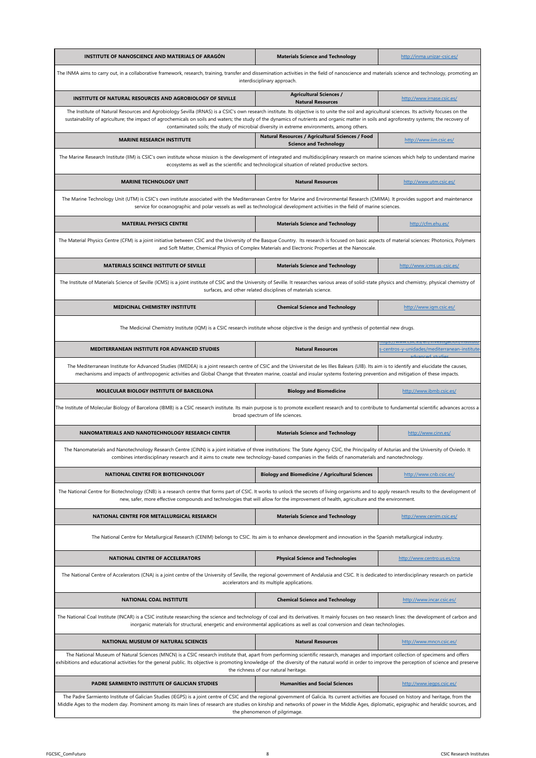| INSTITUTE OF NANOSCIENCE AND MATERIALS OF ARAGÓN | Materials Science and Technology | http://inma.unizar-csic.es/ |
|---|---|---|
| The INMA aims to carry out, in a collaborative framework, research, training, transfer and dissemination activities in the field of nanoscience and materials science and technology, promoting an interdisciplinary approach. | | |
| INSTITUTE OF NATURAL RESOURCES AND AGROBIOLOGY OF SEVILLE | Agricultural Sciences / Natural Resources | http://www.irnase.csic.es/ |
| The Institute of Natural Resources and Agrobiology Sevilla (IRNAS) is a CSIC's own research institute. Its objective is to unite the soil and agricultural sciences. Its activity focuses on the sustainability of agriculture; the impact of agrochemicals on soils and waters; the study of the dynamics of nutrients and organic matter in soils and agroforestry systems; the recovery of contaminated soils; the study of microbial diversity in extreme environments, among others. | | |
| MARINE RESEARCH INSTITUTE | Natural Resources / Agricultural Sciences / Food Science and Technology | http://www.iim.csic.es/ |
| The Marine Research Institute (IIM) is CSIC's own institute whose mission is the development of integrated and multidisciplinary research on marine sciences which help to understand marine ecosystems as well as the scientific and technological situation of related productive sectors. | | |
| MARINE TECHNOLOGY UNIT | Natural Resources | http://www.utm.csic.es/ |
| The Marine Technology Unit (UTM) is CSIC's own institute associated with the Mediterranean Centre for Marine and Environmental Research (CMIMA). It provides support and maintenance service for oceanographic and polar vessels as well as technological development activities in the field of marine sciences. | | |
| MATERIAL PHYSICS CENTRE | Materials Science and Technology | http://cfm.ehu.es/ |
| The Material Physics Centre (CFM) is a joint initiative between CSIC and the University of the Basque Country. Its research is focused on basic aspects of material sciences: Photonics, Polymers and Soft Matter, Chemical Physics of Complex Materials and Electronic Properties at the Nanoscale. | | |
| MATERIALS SCIENCE INSTITUTE OF SEVILLE | Materials Science and Technology | http://www.icms.us-csic.es/ |
| The Institute of Materials Science of Seville (ICMS) is a joint institute of CSIC and the University of Seville. It researches various areas of solid-state physics and chemistry, physical chemistry of surfaces, and other related disciplines of materials science. | | |
| MEDICINAL CHEMISTRY INSTITUTE | Chemical Science and Technology | http://www.iqm.csic.es/ |
| The Medicinal Chemistry Institute (IQM) is a CSIC research institute whose objective is the design and synthesis of potential new drugs. | | |
| MEDITERRANEAN INSTITUTE FOR ADVANCED STUDIES | Natural Resources | https://www.csic.es/en/investigacion/institutos-centros-y-unidades/mediterranean-institute-advanced-studies |
| The Mediterranean Institute for Advanced Studies (IMEDEA) is a joint research centre of CSIC and the Universitat de les Illes Balears (UIB). Its aim is to identify and elucidate the causes, mechanisms and impacts of anthropogenic activities and Global Change that threaten marine, coastal and insular systems fostering prevention and mitigation of these impacts. | | |
| MOLECULAR BIOLOGY INSTITUTE OF BARCELONA | Biology and Biomedicine | http://www.ibmb.csic.es/ |
| The Institute of Molecular Biology of Barcelona (IBMB) is a CSIC research institute. Its main purpose is to promote excellent research and to contribute to fundamental scientific advances across a broad spectrum of life sciences. | | |
| NANOMATERIALS AND NANOTECHNOLOGY RESEARCH CENTER | Materials Science and Technology | http://www.cinn.es/ |
| The Nanomaterials and Nanotechnology Research Centre (CINN) is a joint initiative of three institutions: The State Agency CSIC, the Principality of Asturias and the University of Oviedo. It combines interdisciplinary research and it aims to create new technology-based companies in the fields of nanomaterials and nanotechnology. | | |
| NATIONAL CENTRE FOR BIOTECHNOLOGY | Biology and Biomedicine / Agricultural Sciences | http://www.cnb.csic.es/ |
| The National Centre for Biotechnology (CNB) is a research centre that forms part of CSIC. It works to unlock the secrets of living organisms and to apply research results to the development of new, safer, more effective compounds and technologies that will allow for the improvement of health, agriculture and the environment. | | |
| NATIONAL CENTRE FOR METALLURGICAL RESEARCH | Materials Science and Technology | http://www.cenim.csic.es/ |
| The National Centre for Metallurgical Research (CENIM) belongs to CSIC. Its aim is to enhance development and innovation in the Spanish metallurgical industry. | | |
| NATIONAL CENTRE OF ACCELERATORS | Physical Science and Technologies | http://www.centro.us.es/cna |
| The National Centre of Accelerators (CNA) is a joint centre of the University of Seville, the regional government of Andalusia and CSIC. It is dedicated to interdisciplinary research on particle accelerators and its multiple applications. | | |
| NATIONAL COAL INSTITUTE | Chemical Science and Technology | http://www.incar.csic.es/ |
| The National Coal Institute (INCAR) is a CSIC institute researching the science and technology of coal and its derivatives. It mainly focuses on two research lines: the development of carbon and inorganic materials for structural, energetic and environmental applications as well as coal conversion and clean technologies. | | |
| NATIONAL MUSEUM OF NATURAL SCIENCES | Natural Resources | http://www.mncn.csic.es/ |
| The National Museum of Natural Sciences (MNCN) is a CSIC research institute that, apart from performing scientific research, manages and important collection of specimens and offers exhibitions and educational activities for the general public. Its objective is promoting knowledge of the diversity of the natural world in order to improve the perception of science and preserve the richness of our natural heritage. | | |
| PADRE SARMIENTO INSTITUTE OF GALICIAN STUDIES | Humanities and Social Sciences | http://www.iegps.csic.es/ |
| The Padre Sarmiento Institute of Galician Studies (IEGPS) is a joint centre of CSIC and the regional government of Galicia. Its current activities are focused on history and heritage, from the Middle Ages to the modern day. Prominent among its main lines of research are studies on kinship and networks of power in the Middle Ages, diplomatic, epigraphic and heraldic sources, and the phenomenon of pilgrimage. | | |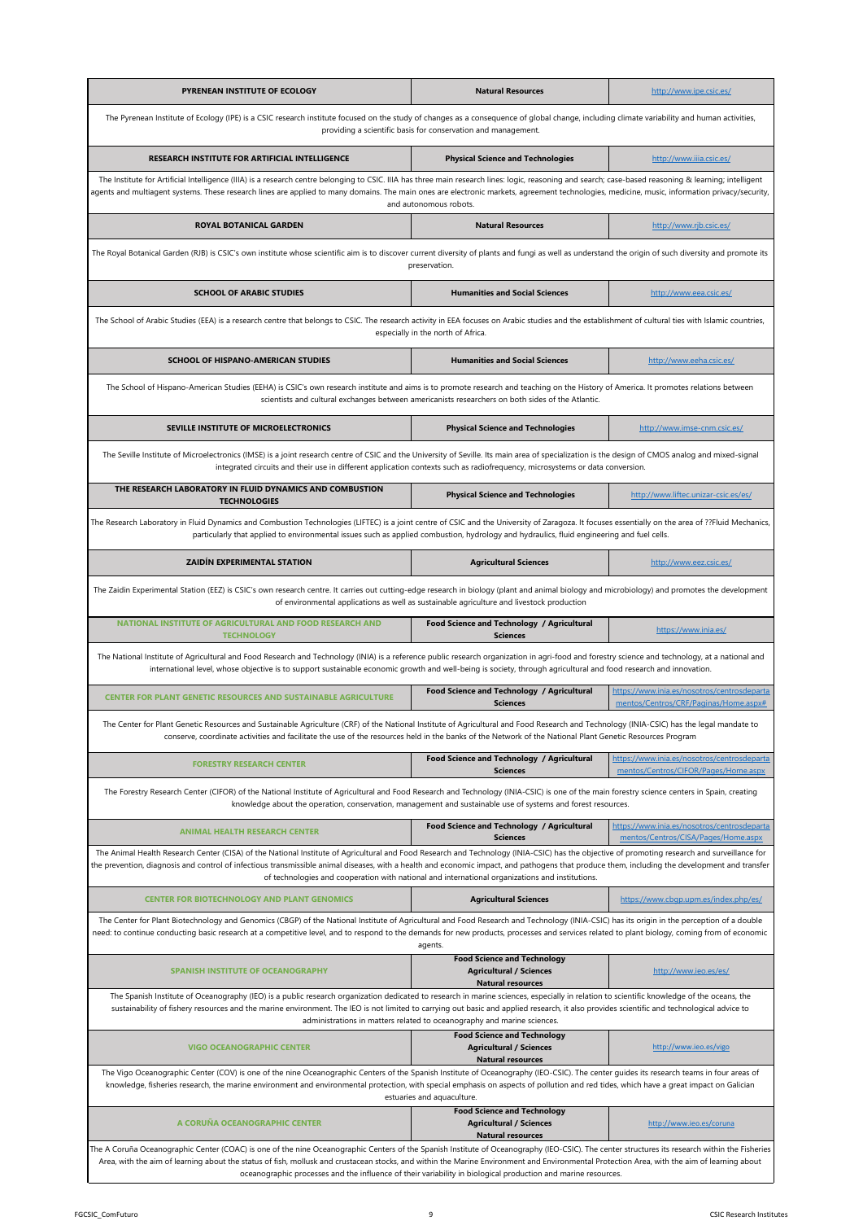| PYRENEAN INSTITUTE OF ECOLOGY | Natural Resources | http://www.ipe.csic.es/ |
|---|---|---|
| The Pyrenean Institute of Ecology (IPE) is a CSIC research institute focused on the study of changes as a consequence of global change, including climate variability and human activities, providing a scientific basis for conservation and management. | | |
| **RESEARCH INSTITUTE FOR ARTIFICIAL INTELLIGENCE** | **Physical Science and Technologies** | http://www.iiia.csic.es/ |
| The Institute for Artificial Intelligence (IIIA) is a research centre belonging to CSIC. IIIA has three main research lines: logic, reasoning and search; case-based reasoning & learning; intelligent agents and multiagent systems. These research lines are applied to many domains. The main ones are electronic markets, agreement technologies, medicine, music, information privacy/security, and autonomous robots. | | |
| **ROYAL BOTANICAL GARDEN** | **Natural Resources** | http://www.rjb.csic.es/ |
| The Royal Botanical Garden (RJB) is CSIC's own institute whose scientific aim is to discover current diversity of plants and fungi as well as understand the origin of such diversity and promote its preservation. | | |
| **SCHOOL OF ARABIC STUDIES** | **Humanities and Social Sciences** | http://www.eea.csic.es/ |
| The School of Arabic Studies (EEA) is a research centre that belongs to CSIC. The research activity in EEA focuses on Arabic studies and the establishment of cultural ties with Islamic countries, especially in the north of Africa. | | |
| **SCHOOL OF HISPANO-AMERICAN STUDIES** | **Humanities and Social Sciences** | http://www.eeha.csic.es/ |
| The School of Hispano-American Studies (EEHA) is CSIC's own research institute and aims is to promote research and teaching on the History of America. It promotes relations between scientists and cultural exchanges between americanists researchers on both sides of the Atlantic. | | |
| **SEVILLE INSTITUTE OF MICROELECTRONICS** | **Physical Science and Technologies** | http://www.imse-cnm.csic.es/ |
| The Seville Institute of Microelectronics (IMSE) is a joint research centre of CSIC and the University of Seville. Its main area of specialization is the design of CMOS analog and mixed-signal integrated circuits and their use in different application contexts such as radiofrequency, microsystems or data conversion. | | |
| **THE RESEARCH LABORATORY IN FLUID DYNAMICS AND COMBUSTION TECHNOLOGIES** | **Physical Science and Technologies** | http://www.liftec.unizar-csic.es/es/ |
| The Research Laboratory in Fluid Dynamics and Combustion Technologies (LIFTEC) is a joint centre of CSIC and the University of Zaragoza. It focuses essentially on the area of ??Fluid Mechanics, particularly that applied to environmental issues such as applied combustion, hydrology and hydraulics, fluid engineering and fuel cells. | | |
| **ZAIDÍN EXPERIMENTAL STATION** | **Agricultural Sciences** | http://www.eez.csic.es/ |
| The Zaidin Experimental Station (EEZ) is CSIC's own research centre. It carries out cutting-edge research in biology (plant and animal biology and microbiology) and promotes the development of environmental applications as well as sustainable agriculture and livestock production | | |
| **NATIONAL INSTITUTE OF AGRICULTURAL AND FOOD RESEARCH AND TECHNOLOGY** | **Food Science and Technology / Agricultural Sciences** | https://www.inia.es/ |
| The National Institute of Agricultural and Food Research and Technology (INIA) is a reference public research organization in agri-food and forestry science and technology, at a national and international level, whose objective is to support sustainable economic growth and well-being is society, through agricultural and food research and innovation. | | |
| **CENTER FOR PLANT GENETIC RESOURCES AND SUSTAINABLE AGRICULTURE** | **Food Science and Technology / Agricultural Sciences** | https://www.inia.es/nosotros/centrosdepartamentos/Centros/CRF/Paginas/Home.aspx# |
| The Center for Plant Genetic Resources and Sustainable Agriculture (CRF) of the National Institute of Agricultural and Food Research and Technology (INIA-CSIC) has the legal mandate to conserve, coordinate activities and facilitate the use of the resources held in the banks of the Network of the National Plant Genetic Resources Program | | |
| **FORESTRY RESEARCH CENTER** | **Food Science and Technology / Agricultural Sciences** | https://www.inia.es/nosotros/centrosdepartamentos/Centros/CIFOR/Pages/Home.aspx |
| The Forestry Research Center (CIFOR) of the National Institute of Agricultural and Food Research and Technology (INIA-CSIC) is one of the main forestry science centers in Spain, creating knowledge about the operation, conservation, management and sustainable use of systems and forest resources. | | |
| **ANIMAL HEALTH RESEARCH CENTER** | **Food Science and Technology / Agricultural Sciences** | https://www.inia.es/nosotros/centrosdepartamentos/Centros/CISA/Pages/Home.aspx |
| The Animal Health Research Center (CISA) of the National Institute of Agricultural and Food Research and Technology (INIA-CSIC) has the objective of promoting research and surveillance for the prevention, diagnosis and control of infectious transmissible animal diseases, with a health and economic impact, and pathogens that produce them, including the development and transfer of technologies and cooperation with national and international organizations and institutions. | | |
| **CENTER FOR BIOTECHNOLOGY AND PLANT GENOMICS** | **Agricultural Sciences** | https://www.cbgp.upm.es/index.php/es/ |
| The Center for Plant Biotechnology and Genomics (CBGP) of the National Institute of Agricultural and Food Research and Technology (INIA-CSIC) has its origin in the perception of a double need: to continue conducting basic research at a competitive level, and to respond to the demands for new products, processes and services related to plant biology, coming from of economic agents. | | |
| **SPANISH INSTITUTE OF OCEANOGRAPHY** | **Food Science and Technology Agricultural / Sciences Natural resources** | http://www.ieo.es/es/ |
| The Spanish Institute of Oceanography (IEO) is a public research organization dedicated to research in marine sciences, especially in relation to scientific knowledge of the oceans, the sustainability of fishery resources and the marine environment. The IEO is not limited to carrying out basic and applied research, it also provides scientific and technological advice to administrations in matters related to oceanography and marine sciences. | | |
| **VIGO OCEANOGRAPHIC CENTER** | **Food Science and Technology Agricultural / Sciences Natural resources** | http://www.ieo.es/vigo |
| The Vigo Oceanographic Center (COV) is one of the nine Oceanographic Centers of the Spanish Institute of Oceanography (IEO-CSIC). The center guides its research teams in four areas of knowledge, fisheries research, the marine environment and environmental protection, with special emphasis on aspects of pollution and red tides, which have a great impact on Galician estuaries and aquaculture. | | |
| **A CORUÑA OCEANOGRAPHIC CENTER** | **Food Science and Technology Agricultural / Sciences Natural resources** | http://www.ieo.es/coruna |
| The A Coruña Oceanographic Center (COAC) is one of the nine Oceanographic Centers of the Spanish Institute of Oceanography (IEO-CSIC). The center structures its research within the Fisheries Area, with the aim of learning about the status of fish, mollusk and crustacean stocks, and within the Marine Environment and Environmental Protection Area, with the aim of learning about oceanographic processes and the influence of their variability in biological production and marine resources. | | |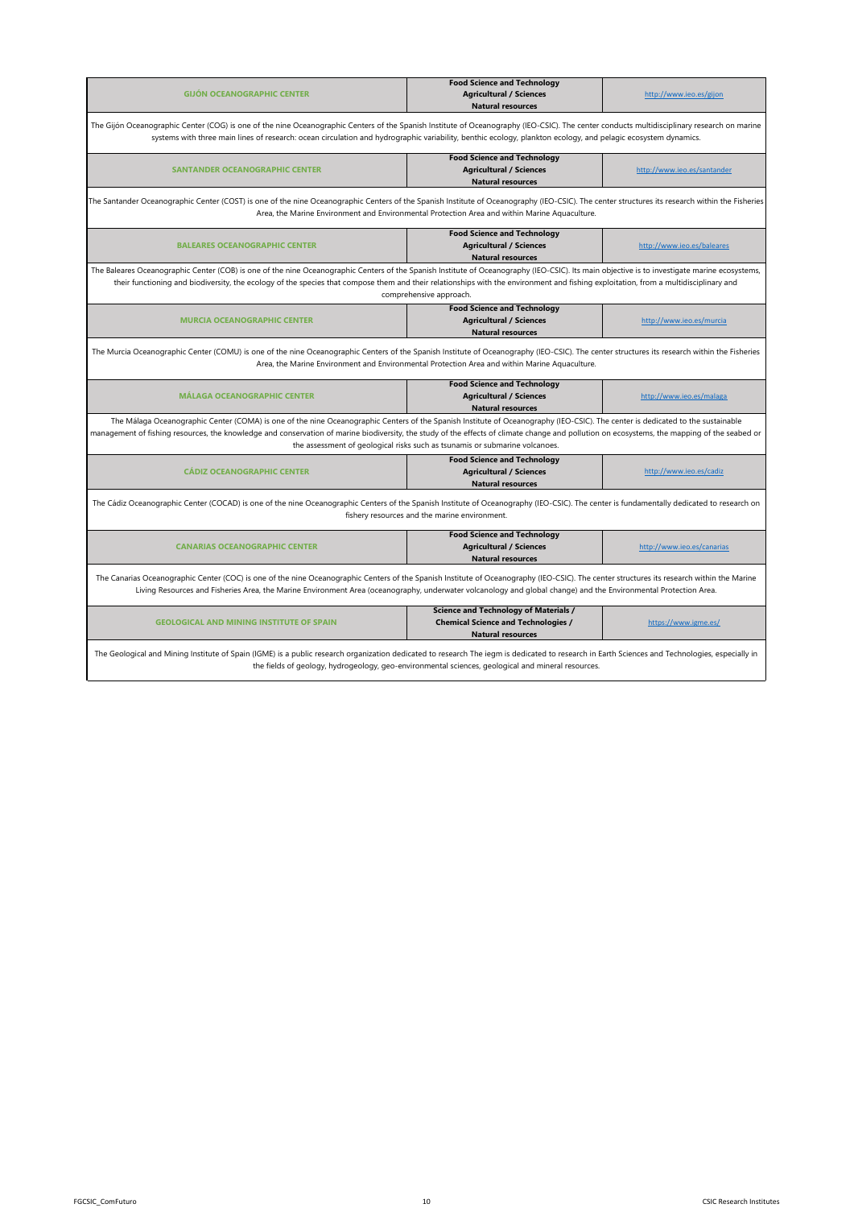| | | |
|---|---|---|
| **GIJÓN OCEANOGRAPHIC CENTER** | **Food Science and Technology**<br>**Agricultural / Sciences**<br>**Natural resources** | http://www.ieo.es/gijon |
| The Gijón Oceanographic Center (COG) is one of the nine Oceanographic Centers of the Spanish Institute of Oceanography (IEO-CSIC). The center conducts multidisciplinary research on marine systems with three main lines of research: ocean circulation and hydrographic variability, benthic ecology, plankton ecology, and pelagic ecosystem dynamics. | | |
| **SANTANDER OCEANOGRAPHIC CENTER** | **Food Science and Technology**<br>**Agricultural / Sciences**<br>**Natural resources** | http://www.ieo.es/santander |
| The Santander Oceanographic Center (COST) is one of the nine Oceanographic Centers of the Spanish Institute of Oceanography (IEO-CSIC). The center structures its research within the Fisheries Area, the Marine Environment and Environmental Protection Area and within Marine Aquaculture. | | |
| **BALEARES OCEANOGRAPHIC CENTER** | **Food Science and Technology**<br>**Agricultural / Sciences**<br>**Natural resources** | http://www.ieo.es/baleares |
| The Baleares Oceanographic Center (COB) is one of the nine Oceanographic Centers of the Spanish Institute of Oceanography (IEO-CSIC). Its main objective is to investigate marine ecosystems, their functioning and biodiversity, the ecology of the species that compose them and their relationships with the environment and fishing exploitation, from a multidisciplinary and comprehensive approach. | | |
| **MURCIA OCEANOGRAPHIC CENTER** | **Food Science and Technology**<br>**Agricultural / Sciences**<br>**Natural resources** | http://www.ieo.es/murcia |
| The Murcia Oceanographic Center (COMU) is one of the nine Oceanographic Centers of the Spanish Institute of Oceanography (IEO-CSIC). The center structures its research within the Fisheries Area, the Marine Environment and Environmental Protection Area and within Marine Aquaculture. | | |
| **MÁLAGA OCEANOGRAPHIC CENTER** | **Food Science and Technology**<br>**Agricultural / Sciences**<br>**Natural resources** | http://www.ieo.es/malaga |
| The Málaga Oceanographic Center (COMA) is one of the nine Oceanographic Centers of the Spanish Institute of Oceanography (IEO-CSIC). The center is dedicated to the sustainable management of fishing resources, the knowledge and conservation of marine biodiversity, the study of the effects of climate change and pollution on ecosystems, the mapping of the seabed or the assessment of geological risks such as tsunamis or submarine volcanoes. | | |
| **CÁDIZ OCEANOGRAPHIC CENTER** | **Food Science and Technology**<br>**Agricultural / Sciences**<br>**Natural resources** | http://www.ieo.es/cadiz |
| The Cádiz Oceanographic Center (COCAD) is one of the nine Oceanographic Centers of the Spanish Institute of Oceanography (IEO-CSIC). The center is fundamentally dedicated to research on fishery resources and the marine environment. | | |
| **CANARIAS OCEANOGRAPHIC CENTER** | **Food Science and Technology**<br>**Agricultural / Sciences**<br>**Natural resources** | http://www.ieo.es/canarias |
| The Canarias Oceanographic Center (COC) is one of the nine Oceanographic Centers of the Spanish Institute of Oceanography (IEO-CSIC). The center structures its research within the Marine Living Resources and Fisheries Area, the Marine Environment Area (oceanography, underwater volcanology and global change) and the Environmental Protection Area. | | |
| **GEOLOGICAL AND MINING INSTITUTE OF SPAIN** | **Science and Technology of Materials /**<br>**Chemical Science and Technologies /**<br>**Natural resources** | https://www.igme.es/ |
| The Geological and Mining Institute of Spain (IGME) is a public research organization dedicated to research The iegm is dedicated to research in Earth Sciences and Technologies, especially in the fields of geology, hydrogeology, geo-environmental sciences, geological and mineral resources. | | |